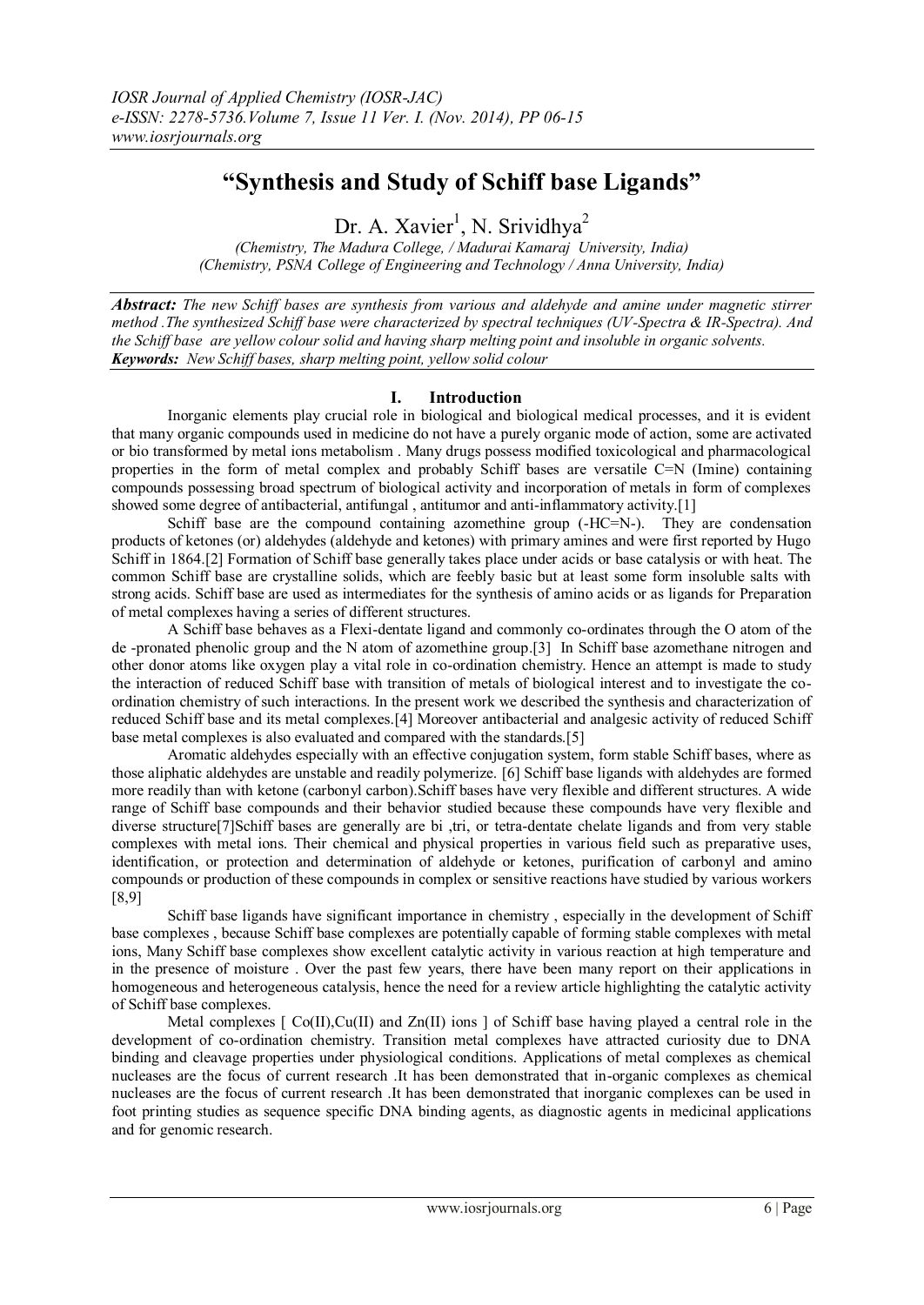# "Synthesis and Study of Schiff base Ligands"

Dr. A. Xavier[1], N. Srividhya[2]

*(Chemistry, The Madura College, / Madurai Kamaraj University, India)*
*(Chemistry, PSNA College of Engineering and Technology / Anna University, India)*

***Abstract:*** *The new Schiff bases are synthesis from various and aldehyde and amine under magnetic stirrer method .The synthesized Schiff base were characterized by spectral techniques (UV-Spectra & IR-Spectra). And the Schiff base are yellow colour solid and having sharp melting point and insoluble in organic solvents.*
***Keywords:*** *New Schiff bases, sharp melting point, yellow solid colour*

## I. Introduction

Inorganic elements play crucial role in biological and biological medical processes, and it is evident that many organic compounds used in medicine do not have a purely organic mode of action, some are activated or bio transformed by metal ions metabolism . Many drugs possess modified toxicological and pharmacological properties in the form of metal complex and probably Schiff bases are versatile C=N (Imine) containing compounds possessing broad spectrum of biological activity and incorporation of metals in form of complexes showed some degree of antibacterial, antifungal , antitumor and anti-inflammatory activity.[1]

Schiff base are the compound containing azomethine group (-HC=N-). They are condensation products of ketones (or) aldehydes (aldehyde and ketones) with primary amines and were first reported by Hugo Schiff in 1864.[2] Formation of Schiff base generally takes place under acids or base catalysis or with heat. The common Schiff base are crystalline solids, which are feebly basic but at least some form insoluble salts with strong acids. Schiff base are used as intermediates for the synthesis of amino acids or as ligands for Preparation of metal complexes having a series of different structures.

A Schiff base behaves as a Flexi-dentate ligand and commonly co-ordinates through the O atom of the de -pronated phenolic group and the N atom of azomethine group.[3] In Schiff base azomethane nitrogen and other donor atoms like oxygen play a vital role in co-ordination chemistry. Hence an attempt is made to study the interaction of reduced Schiff base with transition of metals of biological interest and to investigate the co-ordination chemistry of such interactions. In the present work we described the synthesis and characterization of reduced Schiff base and its metal complexes.[4] Moreover antibacterial and analgesic activity of reduced Schiff base metal complexes is also evaluated and compared with the standards.[5]

Aromatic aldehydes especially with an effective conjugation system, form stable Schiff bases, where as those aliphatic aldehydes are unstable and readily polymerize. [6] Schiff base ligands with aldehydes are formed more readily than with ketone (carbonyl carbon).Schiff bases have very flexible and different structures. A wide range of Schiff base compounds and their behavior studied because these compounds have very flexible and diverse structure[7]Schiff bases are generally are bi ,tri, or tetra-dentate chelate ligands and from very stable complexes with metal ions. Their chemical and physical properties in various field such as preparative uses, identification, or protection and determination of aldehyde or ketones, purification of carbonyl and amino compounds or production of these compounds in complex or sensitive reactions have studied by various workers [8,9]

Schiff base ligands have significant importance in chemistry , especially in the development of Schiff base complexes , because Schiff base complexes are potentially capable of forming stable complexes with metal ions, Many Schiff base complexes show excellent catalytic activity in various reaction at high temperature and in the presence of moisture . Over the past few years, there have been many report on their applications in homogeneous and heterogeneous catalysis, hence the need for a review article highlighting the catalytic activity of Schiff base complexes.

Metal complexes [ Co(II),Cu(II) and Zn(II) ions ] of Schiff base having played a central role in the development of co-ordination chemistry. Transition metal complexes have attracted curiosity due to DNA binding and cleavage properties under physiological conditions. Applications of metal complexes as chemical nucleases are the focus of current research .It has been demonstrated that in-organic complexes as chemical nucleases are the focus of current research .It has been demonstrated that inorganic complexes can be used in foot printing studies as sequence specific DNA binding agents, as diagnostic agents in medicinal applications and for genomic research.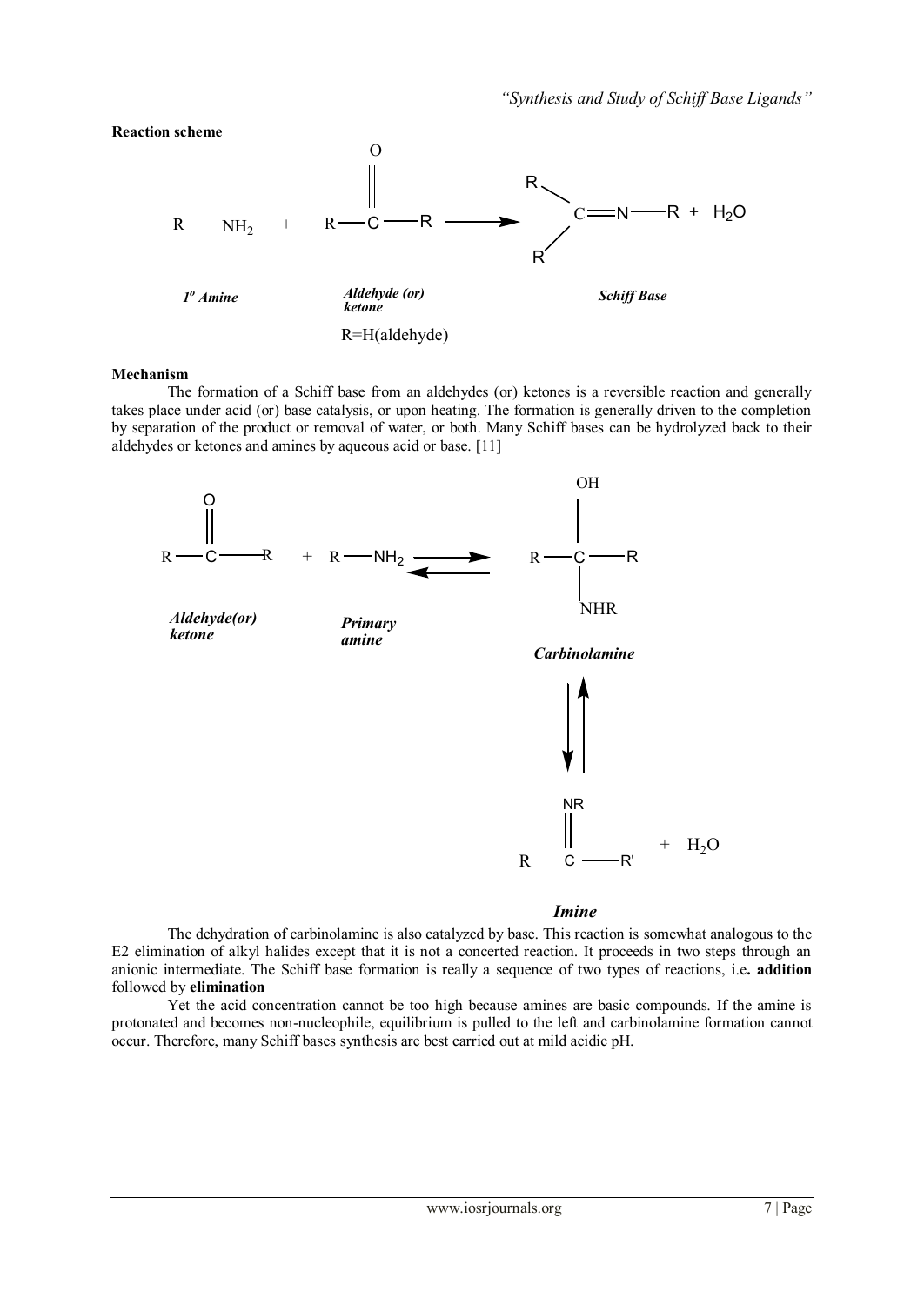**Reaction scheme**

$$R-NH_2 \;+\; R-\overset{\overset{\displaystyle O}{\|}}{C}-R \;\longrightarrow\; \underset{R}{\overset{R}{>}}C{=}N-R \;+\; H_2O$$

*1° Amine* *Aldehyde (or) ketone* *Schiff Base*

R=H(aldehyde)

**Mechanism**

The formation of a Schiff base from an aldehydes (or) ketones is a reversible reaction and generally takes place under acid (or) base catalysis, or upon heating. The formation is generally driven to the completion by separation of the product or removal of water, or both. Many Schiff bases can be hydrolyzed back to their aldehydes or ketones and amines by aqueous acid or base. [11]

$$R-\overset{\overset{\displaystyle O}{\|}}{C}-R \;+\; R-NH_2 \;\rightleftharpoons\; R-\underset{\underset{\displaystyle NHR}{|}}{\overset{\overset{\displaystyle OH}{|}}{C}}-R$$

*Aldehyde(or) ketone* *Primary amine* *Carbinolamine*

$$\rightleftharpoons\; R-\overset{\overset{\displaystyle NR}{\|}}{C}-R' \;+\; H_2O$$

*Imine*

The dehydration of carbinolamine is also catalyzed by base. This reaction is somewhat analogous to the E2 elimination of alkyl halides except that it is not a concerted reaction. It proceeds in two steps through an anionic intermediate. The Schiff base formation is really a sequence of two types of reactions, i.e**. addition** followed by **elimination**

Yet the acid concentration cannot be too high because amines are basic compounds. If the amine is protonated and becomes non-nucleophile, equilibrium is pulled to the left and carbinolamine formation cannot occur. Therefore, many Schiff bases synthesis are best carried out at mild acidic pH.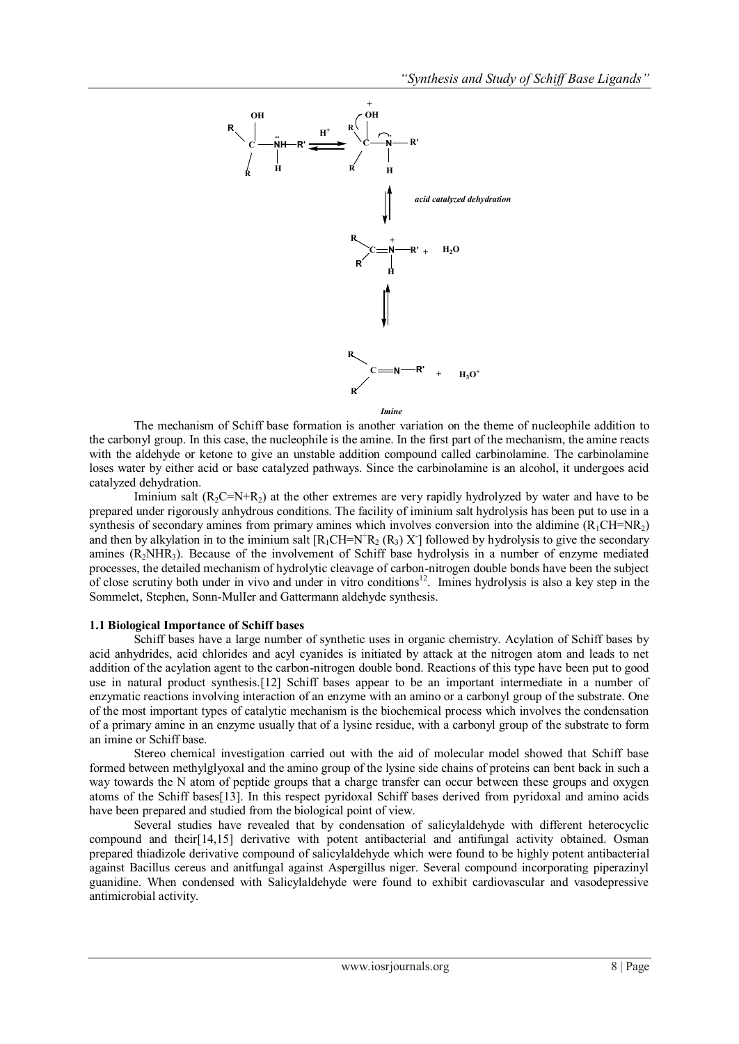The mechanism of Schiff base formation is another variation on the theme of nucleophile addition to the carbonyl group. In this case, the nucleophile is the amine. In the first part of the mechanism, the amine reacts with the aldehyde or ketone to give an unstable addition compound called carbinolamine. The carbinolamine loses water by either acid or base catalyzed pathways. Since the carbinolamine is an alcohol, it undergoes acid catalyzed dehydration.

Iminium salt ($R_2C{=}N{+}R_2$) at the other extremes are very rapidly hydrolyzed by water and have to be prepared under rigorously anhydrous conditions. The facility of iminium salt hydrolysis has been put to use in a synthesis of secondary amines from primary amines which involves conversion into the aldimine ($R_1CH{=}NR_2$) and then by alkylation in to the iminium salt [$R_1CH{=}N^+R_2$ ($R_3$) $X^-$] followed by hydrolysis to give the secondary amines ($R_2NHR_3$). Because of the involvement of Schiff base hydrolysis in a number of enzyme mediated processes, the detailed mechanism of hydrolytic cleavage of carbon-nitrogen double bonds have been the subject of close scrutiny both under in vivo and under in vitro conditions[12]. Imines hydrolysis is also a key step in the Sommelet, Stephen, Sonn-MulIer and Gattermann aldehyde synthesis.

### 1.1 Biological Importance of Schiff bases

Schiff bases have a large number of synthetic uses in organic chemistry. Acylation of Schiff bases by acid anhydrides, acid chlorides and acyl cyanides is initiated by attack at the nitrogen atom and leads to net addition of the acylation agent to the carbon-nitrogen double bond. Reactions of this type have been put to good use in natural product synthesis.[12] Schiff bases appear to be an important intermediate in a number of enzymatic reactions involving interaction of an enzyme with an amino or a carbonyl group of the substrate. One of the most important types of catalytic mechanism is the biochemical process which involves the condensation of a primary amine in an enzyme usually that of a lysine residue, with a carbonyl group of the substrate to form an imine or Schiff base.

Stereo chemical investigation carried out with the aid of molecular model showed that Schiff base formed between methylglyoxal and the amino group of the lysine side chains of proteins can bent back in such a way towards the N atom of peptide groups that a charge transfer can occur between these groups and oxygen atoms of the Schiff bases[13]. In this respect pyridoxal Schiff bases derived from pyridoxal and amino acids have been prepared and studied from the biological point of view.

Several studies have revealed that by condensation of salicylaldehyde with different heterocyclic compound and their[14,15] derivative with potent antibacterial and antifungal activity obtained. Osman prepared thiadizole derivative compound of salicylaldehyde which were found to be highly potent antibacterial against Bacillus cereus and anitfungal against Aspergillus niger. Several compound incorporating piperazinyl guanidine. When condensed with Salicylaldehyde were found to exhibit cardiovascular and vasodepressive antimicrobial activity.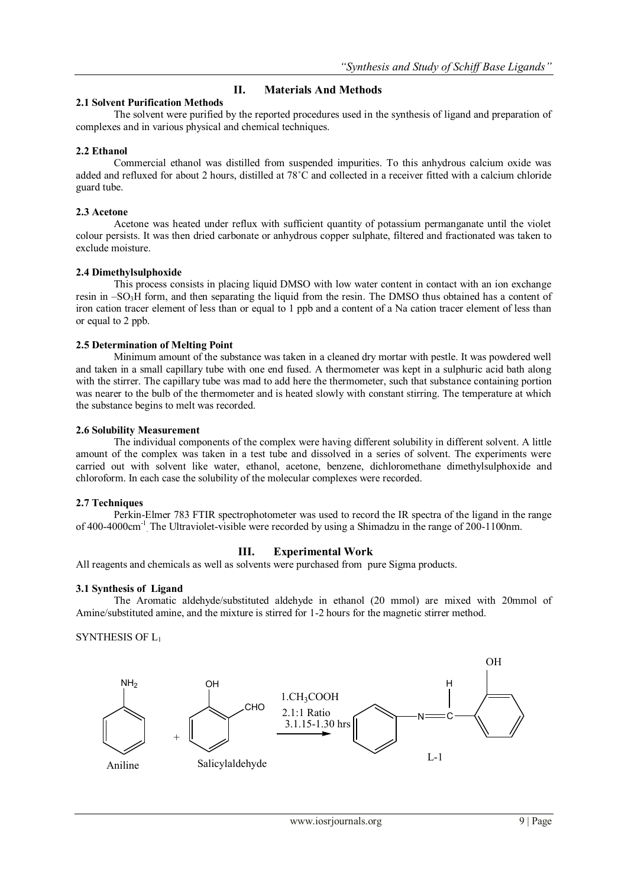## II. Materials And Methods

### 2.1 Solvent Purification Methods

The solvent were purified by the reported procedures used in the synthesis of ligand and preparation of complexes and in various physical and chemical techniques.

### 2.2 Ethanol

Commercial ethanol was distilled from suspended impurities. To this anhydrous calcium oxide was added and refluxed for about 2 hours, distilled at 78˚C and collected in a receiver fitted with a calcium chloride guard tube.

### 2.3 Acetone

Acetone was heated under reflux with sufficient quantity of potassium permanganate until the violet colour persists. It was then dried carbonate or anhydrous copper sulphate, filtered and fractionated was taken to exclude moisture.

### 2.4 Dimethylsulphoxide

This process consists in placing liquid DMSO with low water content in contact with an ion exchange resin in $-SO_3H$ form, and then separating the liquid from the resin. The DMSO thus obtained has a content of iron cation tracer element of less than or equal to 1 ppb and a content of a Na cation tracer element of less than or equal to 2 ppb.

### 2.5 Determination of Melting Point

Minimum amount of the substance was taken in a cleaned dry mortar with pestle. It was powdered well and taken in a small capillary tube with one end fused. A thermometer was kept in a sulphuric acid bath along with the stirrer. The capillary tube was mad to add here the thermometer, such that substance containing portion was nearer to the bulb of the thermometer and is heated slowly with constant stirring. The temperature at which the substance begins to melt was recorded.

### 2.6 Solubility Measurement

The individual components of the complex were having different solubility in different solvent. A little amount of the complex was taken in a test tube and dissolved in a series of solvent. The experiments were carried out with solvent like water, ethanol, acetone, benzene, dichloromethane dimethylsulphoxide and chloroform. In each case the solubility of the molecular complexes were recorded.

### 2.7 Techniques

Perkin-Elmer 783 FTIR spectrophotometer was used to record the IR spectra of the ligand in the range of 400-4000cm$^{-1}$. The Ultraviolet-visible were recorded by using a Shimadzu in the range of 200-1100nm.

## III. Experimental Work

All reagents and chemicals as well as solvents were purchased from pure Sigma products.

### 3.1 Synthesis of Ligand

The Aromatic aldehyde/substituted aldehyde in ethanol (20 mmol) are mixed with 20mmol of Amine/substituted amine, and the mixture is stirred for 1-2 hours for the magnetic stirrer method.

SYNTHESIS OF $L_1$

Aniline + Salicylaldehyde → (1. $CH_3COOH$; 2. 1:1 Ratio; 3. 1.15-1.30 hrs) → L-1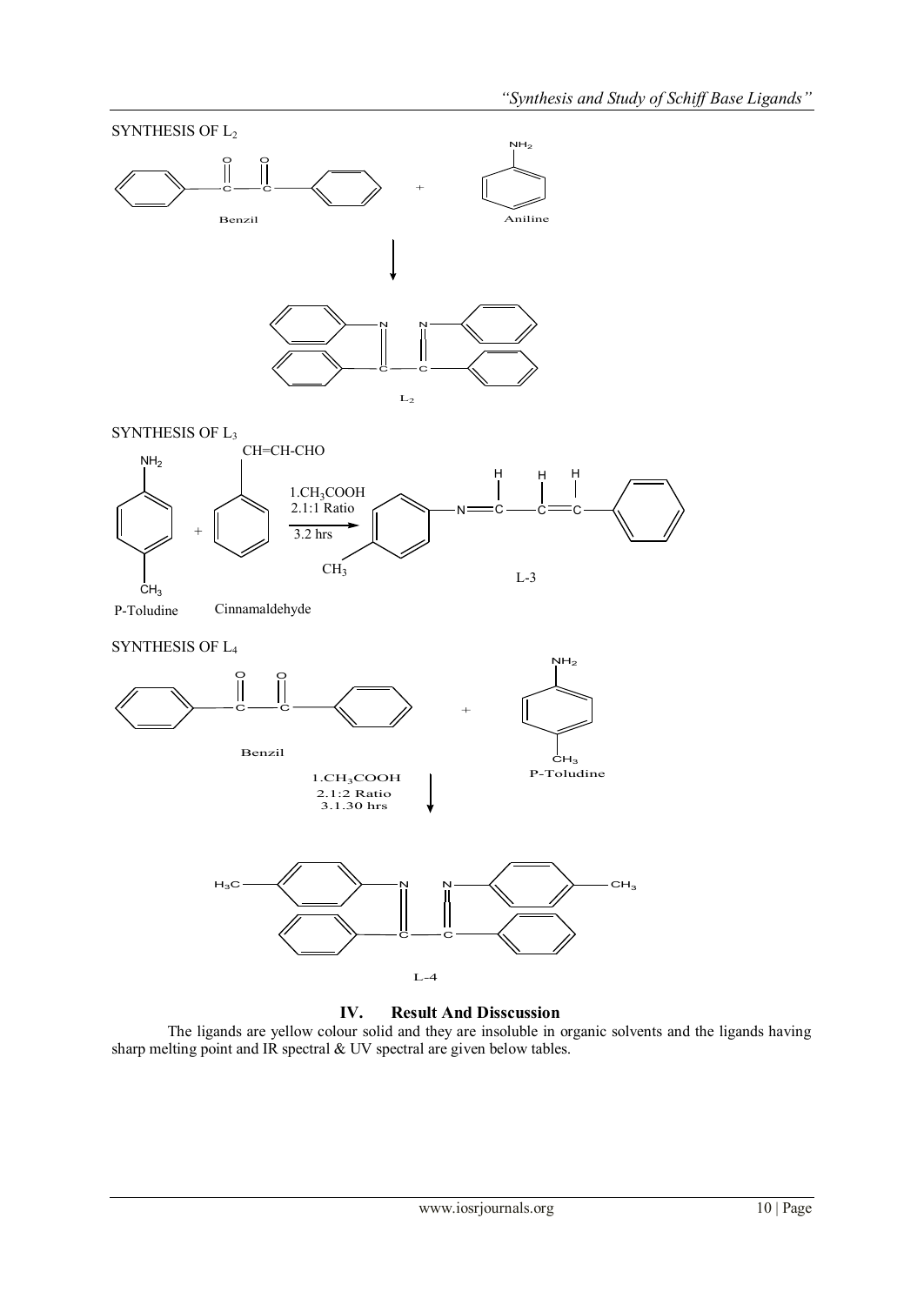SYNTHESIS OF $L_2$

Benzil + Aniline → $L_2$

SYNTHESIS OF $L_3$

P-Toludine + Cinnamaldehyde

1.$CH_3COOH$
2.1:1 Ratio
3.2 hrs

→ L-3

SYNTHESIS OF $L_4$

Benzil + P-Toludine

1.$CH_3COOH$
2.1:2 Ratio
3.1.30 hrs

→ L-4

## IV. Result And Disscussion

The ligands are yellow colour solid and they are insoluble in organic solvents and the ligands having sharp melting point and IR spectral & UV spectral are given below tables.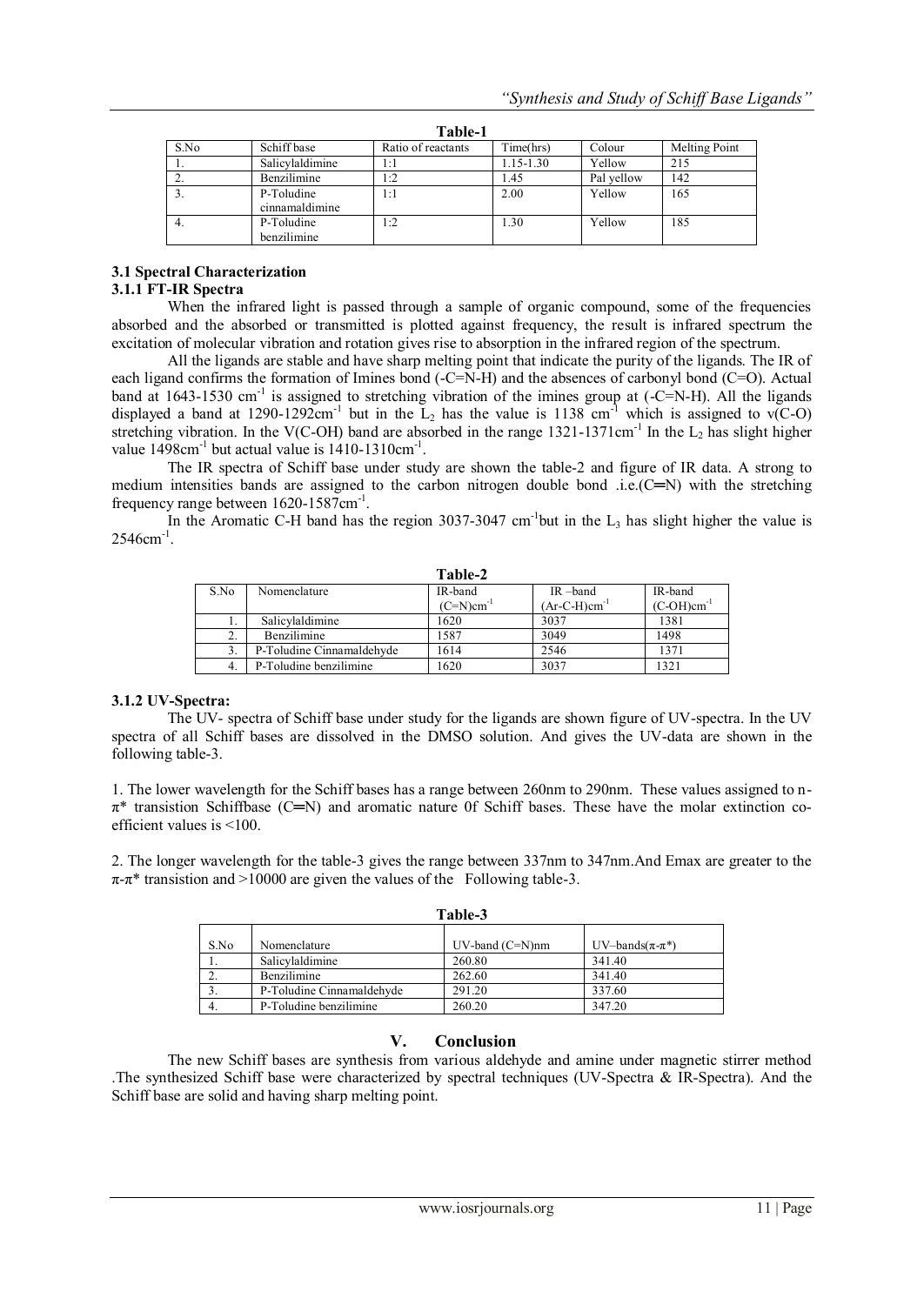**Table-1**

| S.No | Schiff base | Ratio of reactants | Time(hrs) | Colour | Melting Point |
|---|---|---|---|---|---|
| 1. | Salicylaldimine | 1:1 | 1.15-1.30 | Yellow | 215 |
| 2. | Benzilimine | 1:2 | 1.45 | Pal yellow | 142 |
| 3. | P-Toludine cinnamaldimine | 1:1 | 2.00 | Yellow | 165 |
| 4. | P-Toludine benzilimine | 1:2 | 1.30 | Yellow | 185 |

### 3.1 Spectral Characterization

#### 3.1.1 FT-IR Spectra

When the infrared light is passed through a sample of organic compound, some of the frequencies absorbed and the absorbed or transmitted is plotted against frequency, the result is infrared spectrum the excitation of molecular vibration and rotation gives rise to absorption in the infrared region of the spectrum.

All the ligands are stable and have sharp melting point that indicate the purity of the ligands. The IR of each ligand confirms the formation of Imines bond (-C=N-H) and the absences of carbonyl bond (C=O). Actual band at 1643-1530 $cm^{-1}$ is assigned to stretching vibration of the imines group at (-C=N-H). All the ligands displayed a band at 1290-1292$cm^{-1}$ but in the $L_2$ has the value is 1138 $cm^{-1}$ which is assigned to v(C-O) stretching vibration. In the V(C-OH) band are absorbed in the range 1321-1371$cm^{-1}$ In the $L_2$ has slight higher value 1498$cm^{-1}$ but actual value is 1410-1310$cm^{-1}$.

The IR spectra of Schiff base under study are shown the table-2 and figure of IR data. A strong to medium intensities bands are assigned to the carbon nitrogen double bond .i.e.(C═N) with the stretching frequency range between 1620-1587$cm^{-1}$.

In the Aromatic C-H band has the region 3037-3047 $cm^{-1}$but in the $L_3$ has slight higher the value is 2546$cm^{-1}$.

**Table-2**

| S.No | Nomenclature | IR-band (C=N)$cm^{-1}$ | IR –band (Ar-C-H)$cm^{-1}$ | IR-band (C-OH)$cm^{-1}$ |
|---|---|---|---|---|
| 1. | Salicylaldimine | 1620 | 3037 | 1381 |
| 2. | Benzilimine | 1587 | 3049 | 1498 |
| 3. | P-Toludine Cinnamaldehyde | 1614 | 2546 | 1371 |
| 4. | P-Toludine benzilimine | 1620 | 3037 | 1321 |

#### 3.1.2 UV-Spectra:

The UV- spectra of Schiff base under study for the ligands are shown figure of UV-spectra. In the UV spectra of all Schiff bases are dissolved in the DMSO solution. And gives the UV-data are shown in the following table-3.

1. The lower wavelength for the Schiff bases has a range between 260nm to 290nm. These values assigned to n-$\pi^*$ transistion Schiffbase (C═N) and aromatic nature 0f Schiff bases. These have the molar extinction co-efficient values is <100.

2. The longer wavelength for the table-3 gives the range between 337nm to 347nm.And Emax are greater to the $\pi$-$\pi^*$ transistion and >10000 are given the values of the Following table-3.

**Table-3**

| S.No | Nomenclature | UV-band (C=N)nm | UV–bands($\pi$-$\pi^*$) |
|---|---|---|---|
| 1. | Salicylaldimine | 260.80 | 341.40 |
| 2. | Benzilimine | 262.60 | 341.40 |
| 3. | P-Toludine Cinnamaldehyde | 291.20 | 337.60 |
| 4. | P-Toludine benzilimine | 260.20 | 347.20 |

## V. Conclusion

The new Schiff bases are synthesis from various aldehyde and amine under magnetic stirrer method .The synthesized Schiff base were characterized by spectral techniques (UV-Spectra & IR-Spectra). And the Schiff base are solid and having sharp melting point.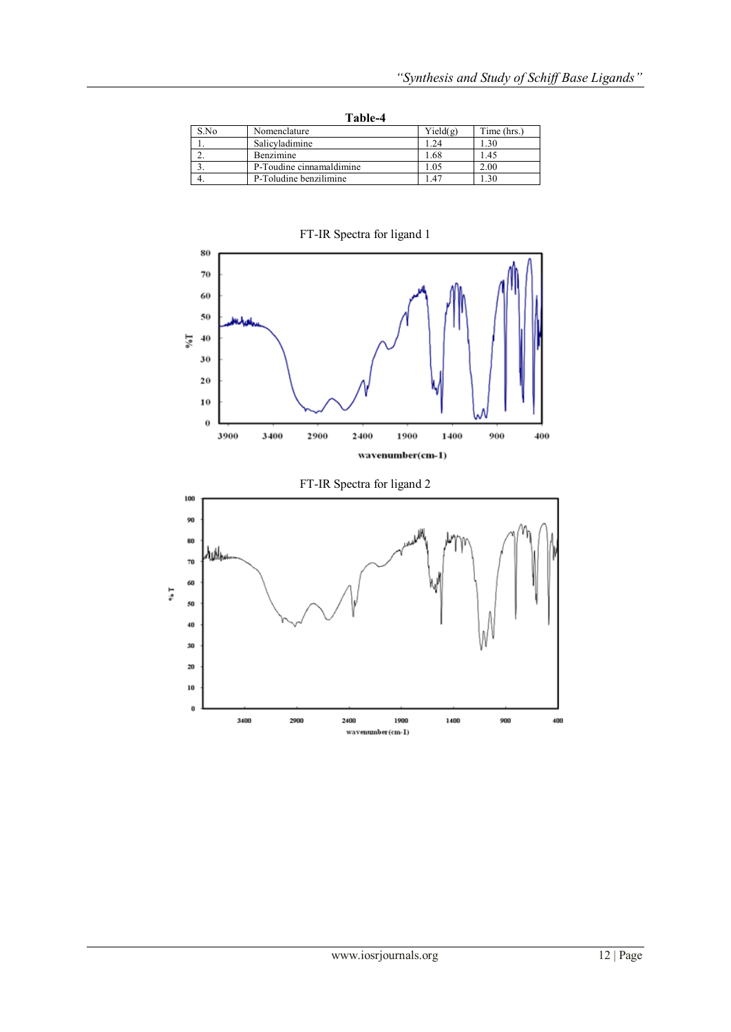**Table-4**

| S.No | Nomenclature | Yield(g) | Time (hrs.) |
|---|---|---|---|
| 1. | Salicyladimine | 1.24 | 1.30 |
| 2. | Benzimine | 1.68 | 1.45 |
| 3. | P-Toudine cinnamaldimine | 1.05 | 2.00 |
| 4. | P-Toludine benzilimine | 1.47 | 1.30 |

FT-IR Spectra for ligand 1

FT-IR Spectra for ligand 2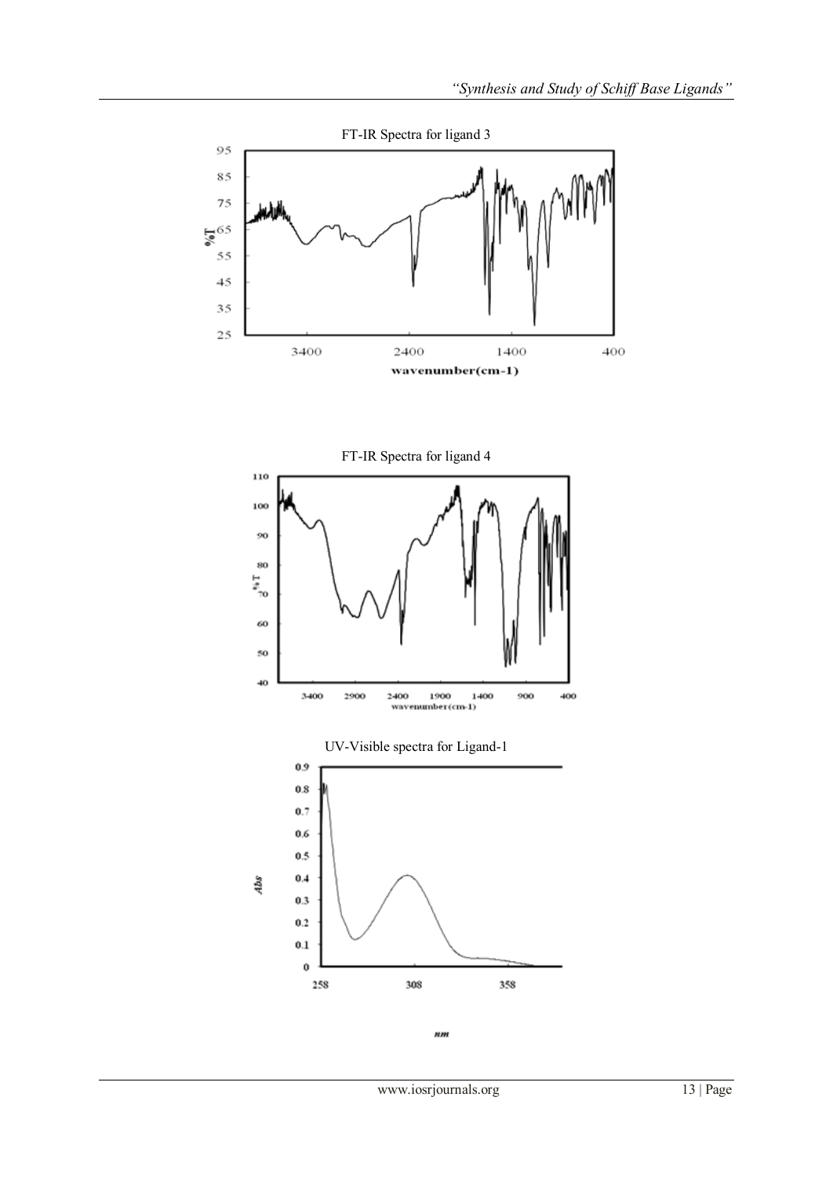FT-IR Spectra for ligand 3

FT-IR Spectra for ligand 4

UV-Visible spectra for Ligand-1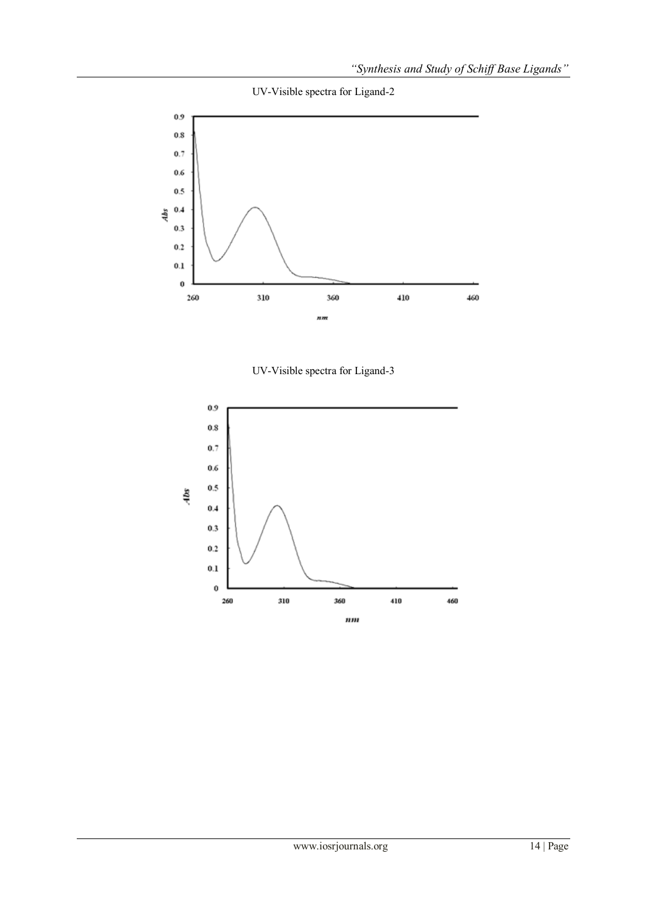UV-Visible spectra for Ligand-2

UV-Visible spectra for Ligand-3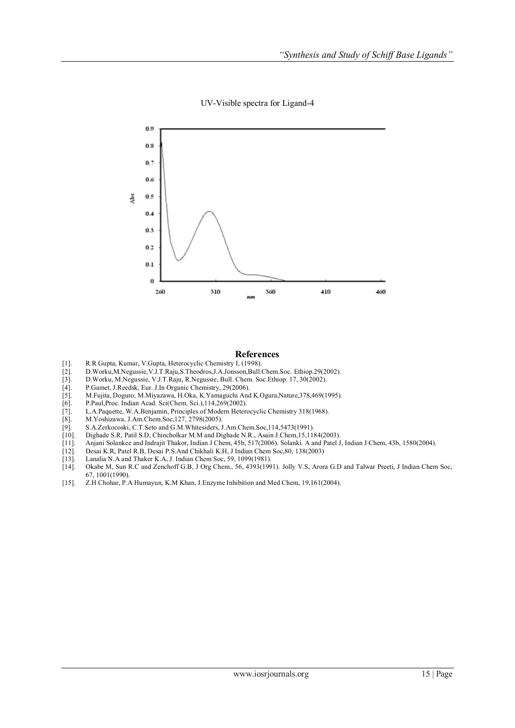UV-Visible spectra for Ligand-4

Abs

0.9
0.8
0.7
0.6
0.5
0.4
0.3
0.2
0.1
0

260
310
360
410
460

nm

## References

[1]. R.R Gupta, Kumar, V.Gupta, Heterocyclic Chemistry I, (1998).
[2]. D.Worku,M.Negussie,V.J.T.Raju,S.Theodros,J.A.Jonsson,Bull.Chem.Soc. Ethiop.29(2002).
[3]. D.Worku, M.Negussie, V.J.T.Raju, R.Negussie, Bull. Chem. Soc.Ethiop. 17, 30(2002).
[4]. P.Gamet, J.Reedsk, Eur. J.In Organic Chemistry, 29(2006).
[5]. M.Fujita, Doguro, M.Miyazawa, H.Oka, K.Yamaguchi And K.Ogura,Nature,378,469(1995).
[6]. P.Paul,Proc. Indian Acad. Sci(Chem. Sci.),114,269(2002).
[7]. L.A.Paquette, W.A.Benjamin, Principles of Modern Heterocyclic Chemistry 318(1968).
[8]. M.Yoshizawa, J.Am.Chem.Soc,127, 2798(2005).
[9]. S.A.Zerkocoski, C.T.Seto and G.M.Whitesiders, J.Am.Chem.Soc,114,5473(1991).
[10]. Dighade S.R, Patil S.D, Chincholkar M.M and Dighade N.R., Asain J.Chem,15,1184(2003).
[11]. Anjani Solankee and Indrajit Thakor, Indian J Chem, 45b, 517(2006). Solanki. A and Patel J, Indian J Chem, 43b, 1580(2004).
[12]. Desai K.R, Patel R.B, Desai P.S.And Chikhali K.H, J Indian Chem Soc,80, 138(2003)
[13]. Lanalia N.A and Thaker K.A, J. Indian Chem Soc, 59, 1099(1981).
[14]. Okabe M, Sun R.C and Zenchoff G.B, J Org Chem., 56, 4393(1991). Jolly V.S, Arora G.D and Talwar Preeti, J Indian Chem Soc, 67, 1001(1990).
[15]. Z.H Chohar, P.A Humayun, K.M Khan, J.Enzyme Inhibition and Med Chem, 19,161(2004).